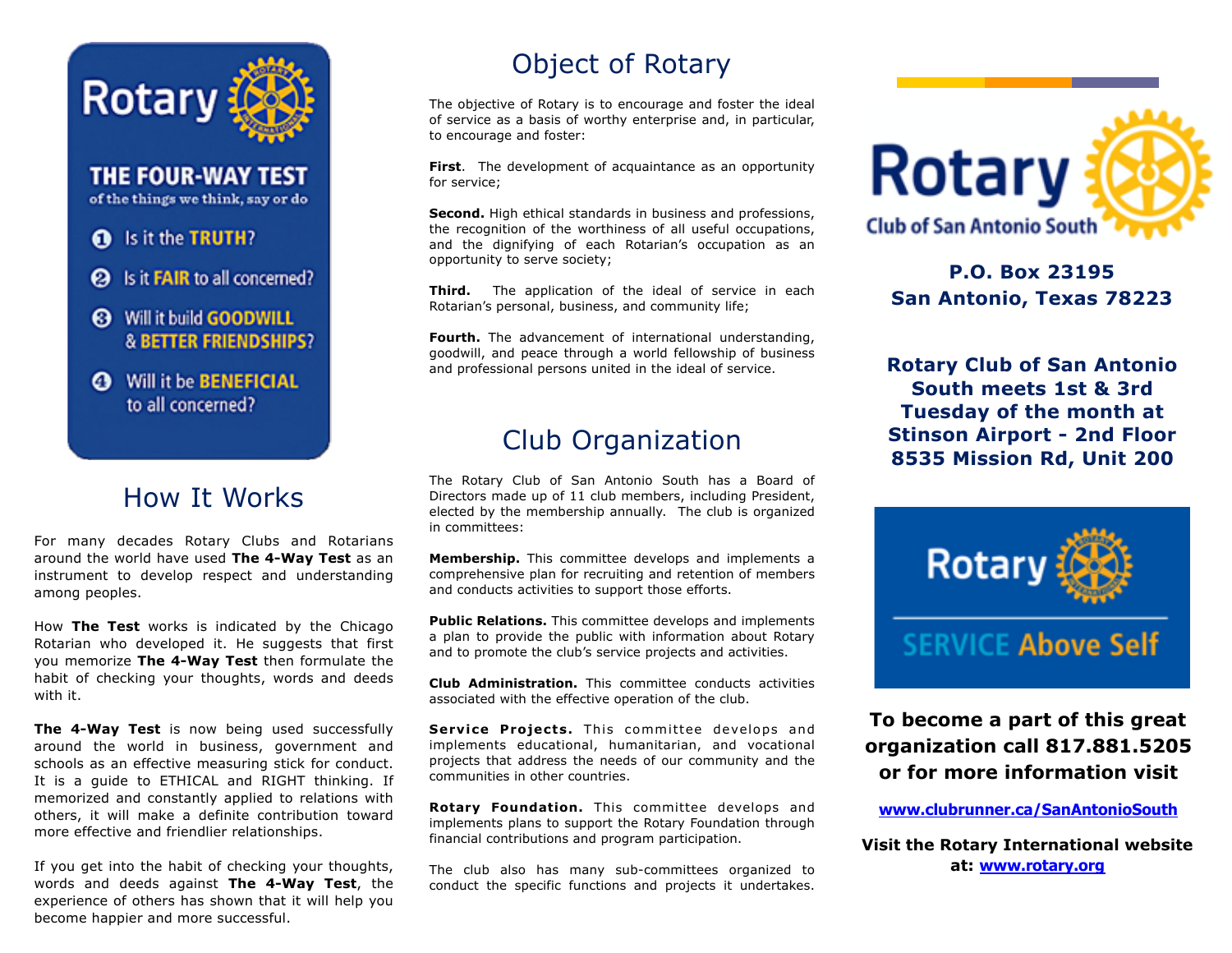Rotary

## THE FOUR-WAY TEST

of the things we think, say or do

1. Is it the **TRUTH**?
2. Is it **FAIR** to all concerned?
3. Will it build **GOODWILL** & **BETTER FRIENDSHIPS**?
4. Will it be **BENEFICIAL** to all concerned?

## How It Works

For many decades Rotary Clubs and Rotarians around the world have used **The 4-Way Test** as an instrument to develop respect and understanding among peoples.

How **The Test** works is indicated by the Chicago Rotarian who developed it. He suggests that first you memorize **The 4-Way Test** then formulate the habit of checking your thoughts, words and deeds with it.

**The 4-Way Test** is now being used successfully around the world in business, government and schools as an effective measuring stick for conduct. It is a guide to ETHICAL and RIGHT thinking. If memorized and constantly applied to relations with others, it will make a definite contribution toward more effective and friendlier relationships.

If you get into the habit of checking your thoughts, words and deeds against **The 4-Way Test**, the experience of others has shown that it will help you become happier and more successful.

## Object of Rotary

The objective of Rotary is to encourage and foster the ideal of service as a basis of worthy enterprise and, in particular, to encourage and foster:

**First**. The development of acquaintance as an opportunity for service;

**Second.** High ethical standards in business and professions, the recognition of the worthiness of all useful occupations, and the dignifying of each Rotarian's occupation as an opportunity to serve society;

**Third.** The application of the ideal of service in each Rotarian's personal, business, and community life;

**Fourth.** The advancement of international understanding, goodwill, and peace through a world fellowship of business and professional persons united in the ideal of service.

## Club Organization

The Rotary Club of San Antonio South has a Board of Directors made up of 11 club members, including President, elected by the membership annually. The club is organized in committees:

**Membership.** This committee develops and implements a comprehensive plan for recruiting and retention of members and conducts activities to support those efforts.

**Public Relations.** This committee develops and implements a plan to provide the public with information about Rotary and to promote the club's service projects and activities.

**Club Administration.** This committee conducts activities associated with the effective operation of the club.

**Service Projects.** This committee develops and implements educational, humanitarian, and vocational projects that address the needs of our community and the communities in other countries.

**Rotary Foundation.** This committee develops and implements plans to support the Rotary Foundation through financial contributions and program participation.

The club also has many sub-committees organized to conduct the specific functions and projects it undertakes.

# Rotary
### Club of San Antonio South

**P.O. Box 23195**
**San Antonio, Texas 78223**

**Rotary Club of San Antonio South meets 1st & 3rd Tuesday of the month at Stinson Airport - 2nd Floor 8535 Mission Rd, Unit 200**

Rotary

SERVICE Above Self

**To become a part of this great organization call 817.881.5205 or for more information visit**

**www.clubrunner.ca/SanAntonioSouth**

**Visit the Rotary International website at: www.rotary.org**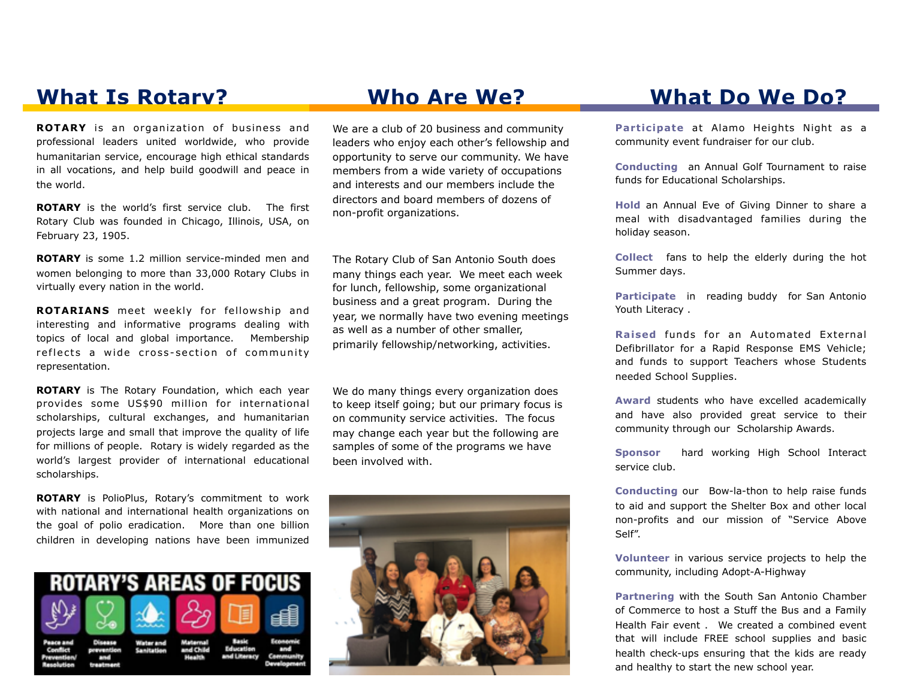## What Is Rotary?

**ROTARY** is an organization of business and professional leaders united worldwide, who provide humanitarian service, encourage high ethical standards in all vocations, and help build goodwill and peace in the world.

**ROTARY** is the world's first service club. The first Rotary Club was founded in Chicago, Illinois, USA, on February 23, 1905.

**ROTARY** is some 1.2 million service-minded men and women belonging to more than 33,000 Rotary Clubs in virtually every nation in the world.

**ROTARIANS** meet weekly for fellowship and interesting and informative programs dealing with topics of local and global importance. Membership reflects a wide cross-section of community representation.

**ROTARY** is The Rotary Foundation, which each year provides some US$90 million for international scholarships, cultural exchanges, and humanitarian projects large and small that improve the quality of life for millions of people. Rotary is widely regarded as the world's largest provider of international educational scholarships.

**ROTARY** is PolioPlus, Rotary's commitment to work with national and international health organizations on the goal of polio eradication. More than one billion children in developing nations have been immunized

ROTARY'S AREAS OF FOCUS

Peace and Conflict Prevention/ Resolution

Disease prevention and treatment

Water and Sanitation

Maternal and Child Health

Basic Education and Literacy

Economic and Community Development

## Who Are We?

We are a club of 20 business and community leaders who enjoy each other's fellowship and opportunity to serve our community. We have members from a wide variety of occupations and interests and our members include the directors and board members of dozens of non-profit organizations.

The Rotary Club of San Antonio South does many things each year. We meet each week for lunch, fellowship, some organizational business and a great program. During the year, we normally have two evening meetings as well as a number of other smaller, primarily fellowship/networking, activities.

We do many things every organization does to keep itself going; but our primary focus is on community service activities. The focus may change each year but the following are samples of some of the programs we have been involved with.

## What Do We Do?

**Participate** at Alamo Heights Night as a community event fundraiser for our club.

**Conducting** an Annual Golf Tournament to raise funds for Educational Scholarships.

**Hold** an Annual Eve of Giving Dinner to share a meal with disadvantaged families during the holiday season.

**Collect** fans to help the elderly during the hot Summer days.

**Participate** in reading buddy for San Antonio Youth Literacy .

**Raised** funds for an Automated External Defibrillator for a Rapid Response EMS Vehicle; and funds to support Teachers whose Students needed School Supplies.

**Award** students who have excelled academically and have also provided great service to their community through our Scholarship Awards.

**Sponsor** hard working High School Interact service club.

**Conducting** our Bow-la-thon to help raise funds to aid and support the Shelter Box and other local non-profits and our mission of "Service Above Self".

**Volunteer** in various service projects to help the community, including Adopt-A-Highway

**Partnering** with the South San Antonio Chamber of Commerce to host a Stuff the Bus and a Family Health Fair event . We created a combined event that will include FREE school supplies and basic health check-ups ensuring that the kids are ready and healthy to start the new school year.